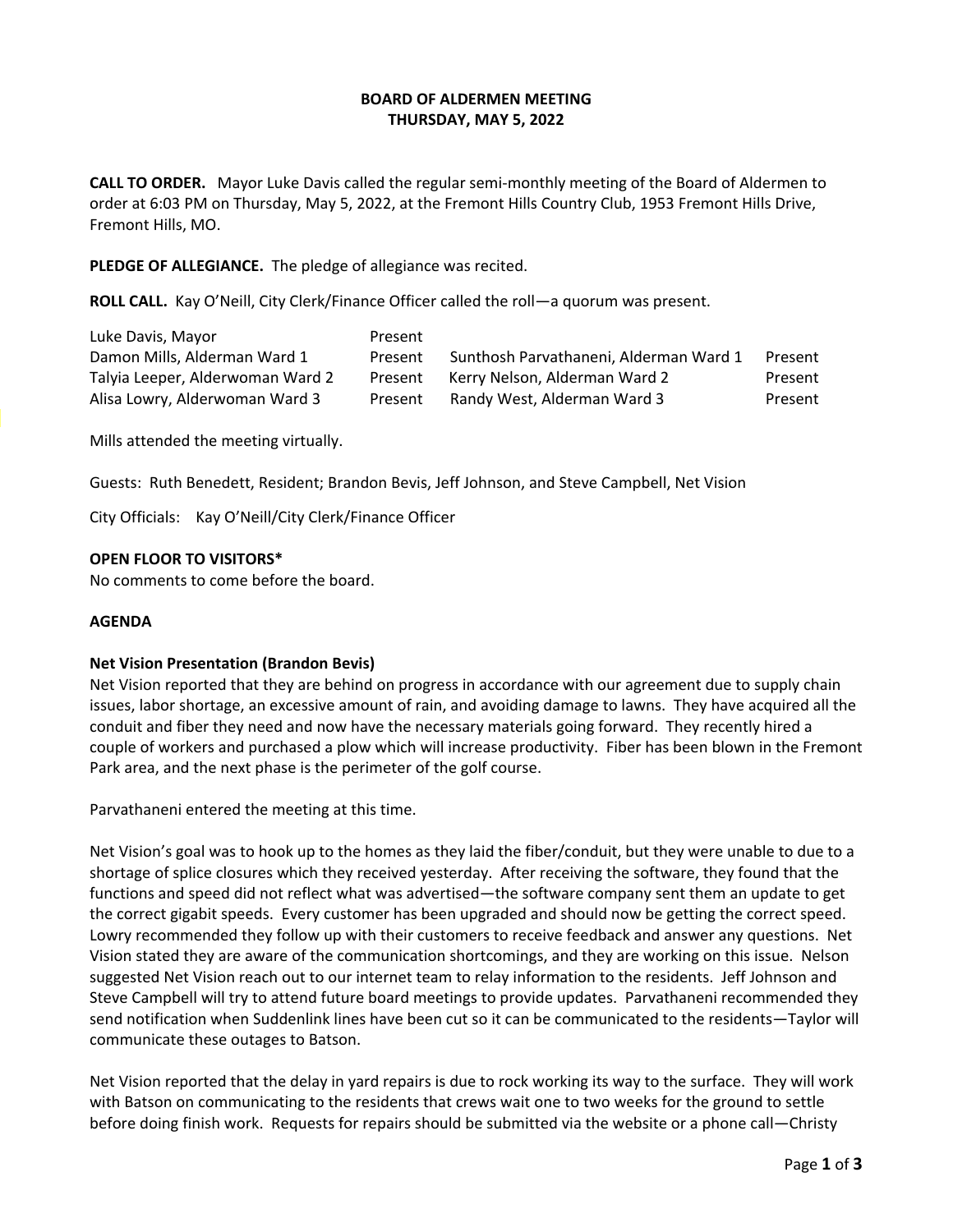**BOARD OF ALDERMEN MEETING**
**THURSDAY, MAY 5, 2022**

**CALL TO ORDER.** Mayor Luke Davis called the regular semi-monthly meeting of the Board of Aldermen to order at 6:03 PM on Thursday, May 5, 2022, at the Fremont Hills Country Club, 1953 Fremont Hills Drive, Fremont Hills, MO.

**PLEDGE OF ALLEGIANCE.** The pledge of allegiance was recited.

**ROLL CALL.** Kay O'Neill, City Clerk/Finance Officer called the roll—a quorum was present.

| | | | |
|---|---|---|---|
| Luke Davis, Mayor | Present | | |
| Damon Mills, Alderman Ward 1 | Present | Sunthosh Parvathaneni, Alderman Ward 1 | Present |
| Talyia Leeper, Alderwoman Ward 2 | Present | Kerry Nelson, Alderman Ward 2 | Present |
| Alisa Lowry, Alderwoman Ward 3 | Present | Randy West, Alderman Ward 3 | Present |

Mills attended the meeting virtually.

Guests: Ruth Benedett, Resident; Brandon Bevis, Jeff Johnson, and Steve Campbell, Net Vision

City Officials: Kay O'Neill/City Clerk/Finance Officer

**OPEN FLOOR TO VISITORS***
No comments to come before the board.

**AGENDA**

**Net Vision Presentation (Brandon Bevis)**
Net Vision reported that they are behind on progress in accordance with our agreement due to supply chain issues, labor shortage, an excessive amount of rain, and avoiding damage to lawns. They have acquired all the conduit and fiber they need and now have the necessary materials going forward. They recently hired a couple of workers and purchased a plow which will increase productivity. Fiber has been blown in the Fremont Park area, and the next phase is the perimeter of the golf course.

Parvathaneni entered the meeting at this time.

Net Vision's goal was to hook up to the homes as they laid the fiber/conduit, but they were unable to due to a shortage of splice closures which they received yesterday. After receiving the software, they found that the functions and speed did not reflect what was advertised—the software company sent them an update to get the correct gigabit speeds. Every customer has been upgraded and should now be getting the correct speed. Lowry recommended they follow up with their customers to receive feedback and answer any questions. Net Vision stated they are aware of the communication shortcomings, and they are working on this issue. Nelson suggested Net Vision reach out to our internet team to relay information to the residents. Jeff Johnson and Steve Campbell will try to attend future board meetings to provide updates. Parvathaneni recommended they send notification when Suddenlink lines have been cut so it can be communicated to the residents—Taylor will communicate these outages to Batson.

Net Vision reported that the delay in yard repairs is due to rock working its way to the surface. They will work with Batson on communicating to the residents that crews wait one to two weeks for the ground to settle before doing finish work. Requests for repairs should be submitted via the website or a phone call—Christy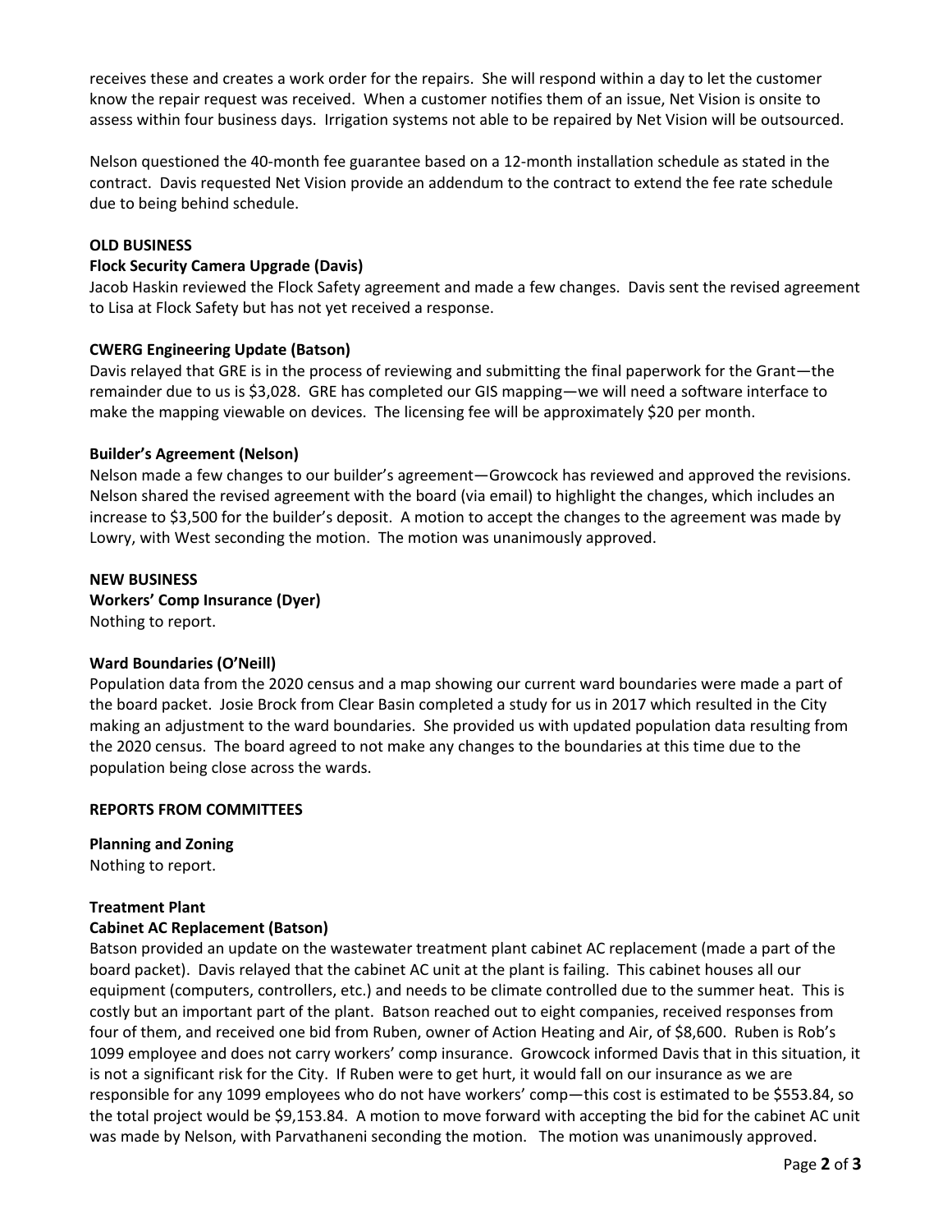receives these and creates a work order for the repairs. She will respond within a day to let the customer know the repair request was received. When a customer notifies them of an issue, Net Vision is onsite to assess within four business days. Irrigation systems not able to be repaired by Net Vision will be outsourced.

Nelson questioned the 40-month fee guarantee based on a 12-month installation schedule as stated in the contract. Davis requested Net Vision provide an addendum to the contract to extend the fee rate schedule due to being behind schedule.

**OLD BUSINESS**

**Flock Security Camera Upgrade (Davis)**
Jacob Haskin reviewed the Flock Safety agreement and made a few changes. Davis sent the revised agreement to Lisa at Flock Safety but has not yet received a response.

**CWERG Engineering Update (Batson)**
Davis relayed that GRE is in the process of reviewing and submitting the final paperwork for the Grant—the remainder due to us is $3,028. GRE has completed our GIS mapping—we will need a software interface to make the mapping viewable on devices. The licensing fee will be approximately $20 per month.

**Builder's Agreement (Nelson)**
Nelson made a few changes to our builder's agreement—Growcock has reviewed and approved the revisions. Nelson shared the revised agreement with the board (via email) to highlight the changes, which includes an increase to $3,500 for the builder's deposit. A motion to accept the changes to the agreement was made by Lowry, with West seconding the motion. The motion was unanimously approved.

**NEW BUSINESS**

**Workers' Comp Insurance (Dyer)**
Nothing to report.

**Ward Boundaries (O'Neill)**
Population data from the 2020 census and a map showing our current ward boundaries were made a part of the board packet. Josie Brock from Clear Basin completed a study for us in 2017 which resulted in the City making an adjustment to the ward boundaries. She provided us with updated population data resulting from the 2020 census. The board agreed to not make any changes to the boundaries at this time due to the population being close across the wards.

**REPORTS FROM COMMITTEES**

**Planning and Zoning**
Nothing to report.

**Treatment Plant**

**Cabinet AC Replacement (Batson)**
Batson provided an update on the wastewater treatment plant cabinet AC replacement (made a part of the board packet). Davis relayed that the cabinet AC unit at the plant is failing. This cabinet houses all our equipment (computers, controllers, etc.) and needs to be climate controlled due to the summer heat. This is costly but an important part of the plant. Batson reached out to eight companies, received responses from four of them, and received one bid from Ruben, owner of Action Heating and Air, of $8,600. Ruben is Rob's 1099 employee and does not carry workers' comp insurance. Growcock informed Davis that in this situation, it is not a significant risk for the City. If Ruben were to get hurt, it would fall on our insurance as we are responsible for any 1099 employees who do not have workers' comp—this cost is estimated to be $553.84, so the total project would be $9,153.84. A motion to move forward with accepting the bid for the cabinet AC unit was made by Nelson, with Parvathaneni seconding the motion. The motion was unanimously approved.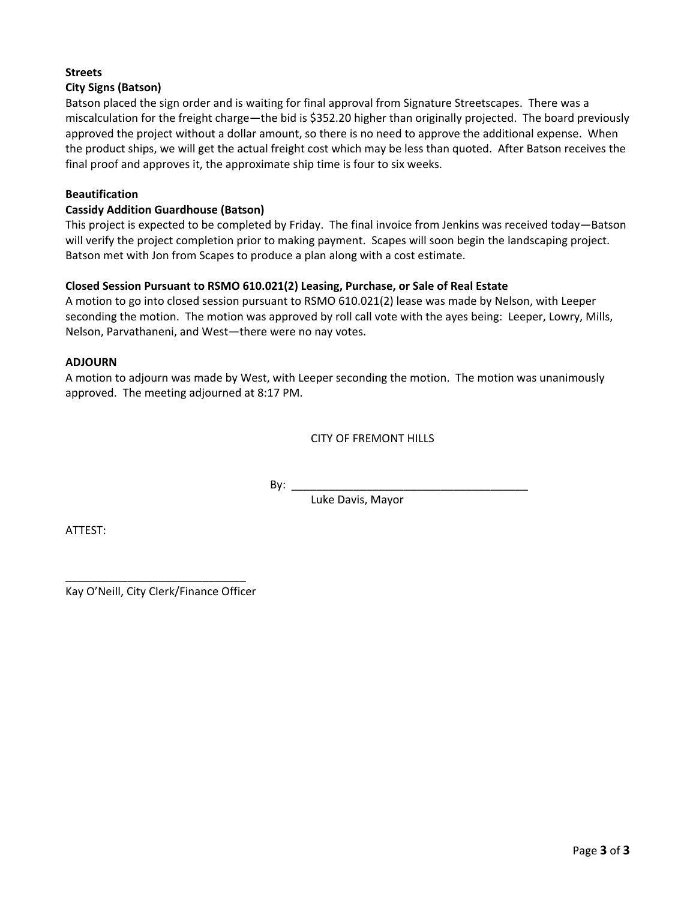**Streets**

**City Signs (Batson)**

Batson placed the sign order and is waiting for final approval from Signature Streetscapes. There was a miscalculation for the freight charge—the bid is $352.20 higher than originally projected. The board previously approved the project without a dollar amount, so there is no need to approve the additional expense. When the product ships, we will get the actual freight cost which may be less than quoted. After Batson receives the final proof and approves it, the approximate ship time is four to six weeks.

**Beautification**

**Cassidy Addition Guardhouse (Batson)**

This project is expected to be completed by Friday. The final invoice from Jenkins was received today—Batson will verify the project completion prior to making payment. Scapes will soon begin the landscaping project. Batson met with Jon from Scapes to produce a plan along with a cost estimate.

**Closed Session Pursuant to RSMO 610.021(2) Leasing, Purchase, or Sale of Real Estate**

A motion to go into closed session pursuant to RSMO 610.021(2) lease was made by Nelson, with Leeper seconding the motion. The motion was approved by roll call vote with the ayes being: Leeper, Lowry, Mills, Nelson, Parvathaneni, and West—there were no nay votes.

**ADJOURN**

A motion to adjourn was made by West, with Leeper seconding the motion. The motion was unanimously approved. The meeting adjourned at 8:17 PM.

CITY OF FREMONT HILLS

By: ________________________________________
Luke Davis, Mayor

ATTEST:

______________________________
Kay O'Neill, City Clerk/Finance Officer